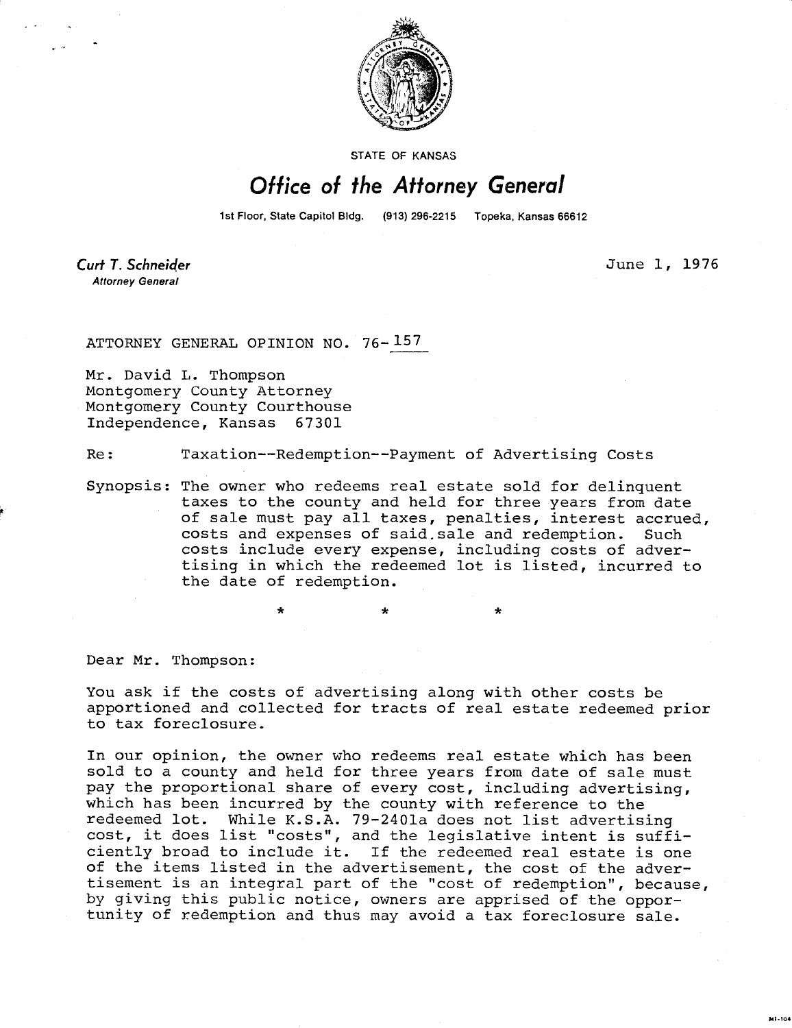STATE OF KANSAS

# Office of the Attorney General

1st Floor, State Capitol Bldg. (913) 296-2215 Topeka, Kansas 66612

**Curt T. Schneider**
*Attorney General*

June 1, 1976

ATTORNEY GENERAL OPINION NO. 76-157

Mr. David L. Thompson
Montgomery County Attorney
Montgomery County Courthouse
Independence, Kansas 67301

Re: Taxation--Redemption--Payment of Advertising Costs

Synopsis: The owner who redeems real estate sold for delinquent taxes to the county and held for three years from date of sale must pay all taxes, penalties, interest accrued, costs and expenses of said sale and redemption. Such costs include every expense, including costs of advertising in which the redeemed lot is listed, incurred to the date of redemption.

\* \* \*

Dear Mr. Thompson:

You ask if the costs of advertising along with other costs be apportioned and collected for tracts of real estate redeemed prior to tax foreclosure.

In our opinion, the owner who redeems real estate which has been sold to a county and held for three years from date of sale must pay the proportional share of every cost, including advertising, which has been incurred by the county with reference to the redeemed lot. While K.S.A. 79-2401a does not list advertising cost, it does list "costs", and the legislative intent is sufficiently broad to include it. If the redeemed real estate is one of the items listed in the advertisement, the cost of the advertisement is an integral part of the "cost of redemption", because, by giving this public notice, owners are apprised of the opportunity of redemption and thus may avoid a tax foreclosure sale.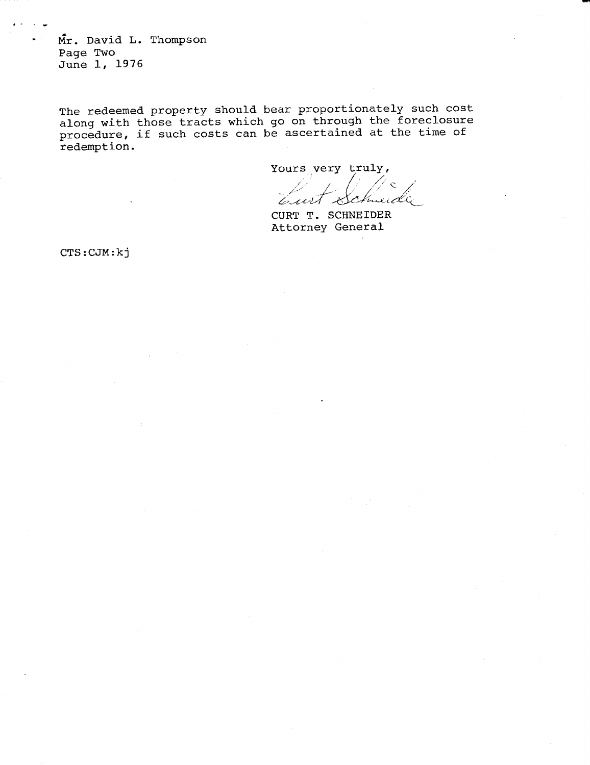Mr. David L. Thompson
Page Two
June 1, 1976

The redeemed property should bear proportionately such cost along with those tracts which go on through the foreclosure procedure, if such costs can be ascertained at the time of redemption.

Yours very truly,

Curt Schneider

CURT T. SCHNEIDER
Attorney General

CTS:CJM:kj